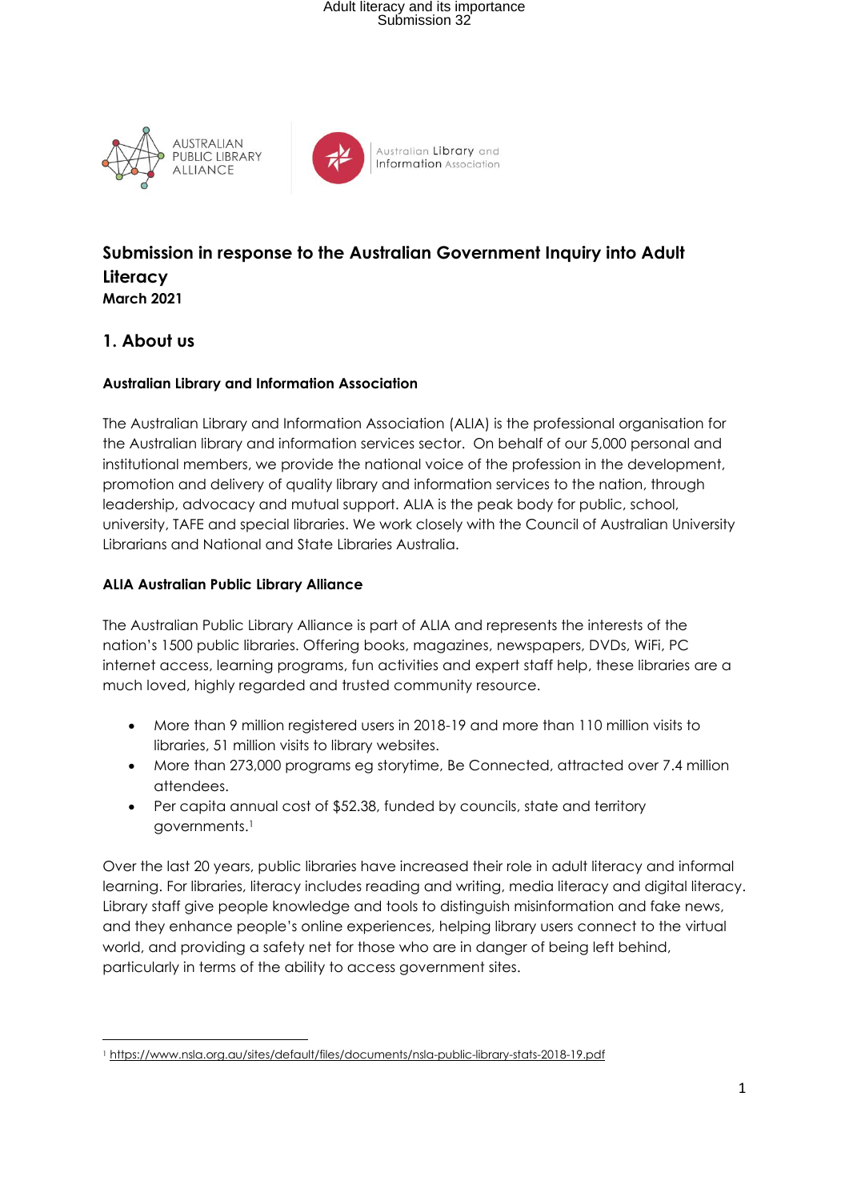# Submission in response to the Australian Government Inquiry into Adult Literacy

**March 2021**

## 1. About us

### Australian Library and Information Association

The Australian Library and Information Association (ALIA) is the professional organisation for the Australian library and information services sector. On behalf of our 5,000 personal and institutional members, we provide the national voice of the profession in the development, promotion and delivery of quality library and information services to the nation, through leadership, advocacy and mutual support. ALIA is the peak body for public, school, university, TAFE and special libraries. We work closely with the Council of Australian University Librarians and National and State Libraries Australia.

### ALIA Australian Public Library Alliance

The Australian Public Library Alliance is part of ALIA and represents the interests of the nation's 1500 public libraries. Offering books, magazines, newspapers, DVDs, WiFi, PC internet access, learning programs, fun activities and expert staff help, these libraries are a much loved, highly regarded and trusted community resource.

- More than 9 million registered users in 2018-19 and more than 110 million visits to libraries, 51 million visits to library websites.
- More than 273,000 programs eg storytime, Be Connected, attracted over 7.4 million attendees.
- Per capita annual cost of $52.38, funded by councils, state and territory governments.[1]

Over the last 20 years, public libraries have increased their role in adult literacy and informal learning. For libraries, literacy includes reading and writing, media literacy and digital literacy. Library staff give people knowledge and tools to distinguish misinformation and fake news, and they enhance people's online experiences, helping library users connect to the virtual world, and providing a safety net for those who are in danger of being left behind, particularly in terms of the ability to access government sites.

---

[1] https://www.nsla.org.au/sites/default/files/documents/nsla-public-library-stats-2018-19.pdf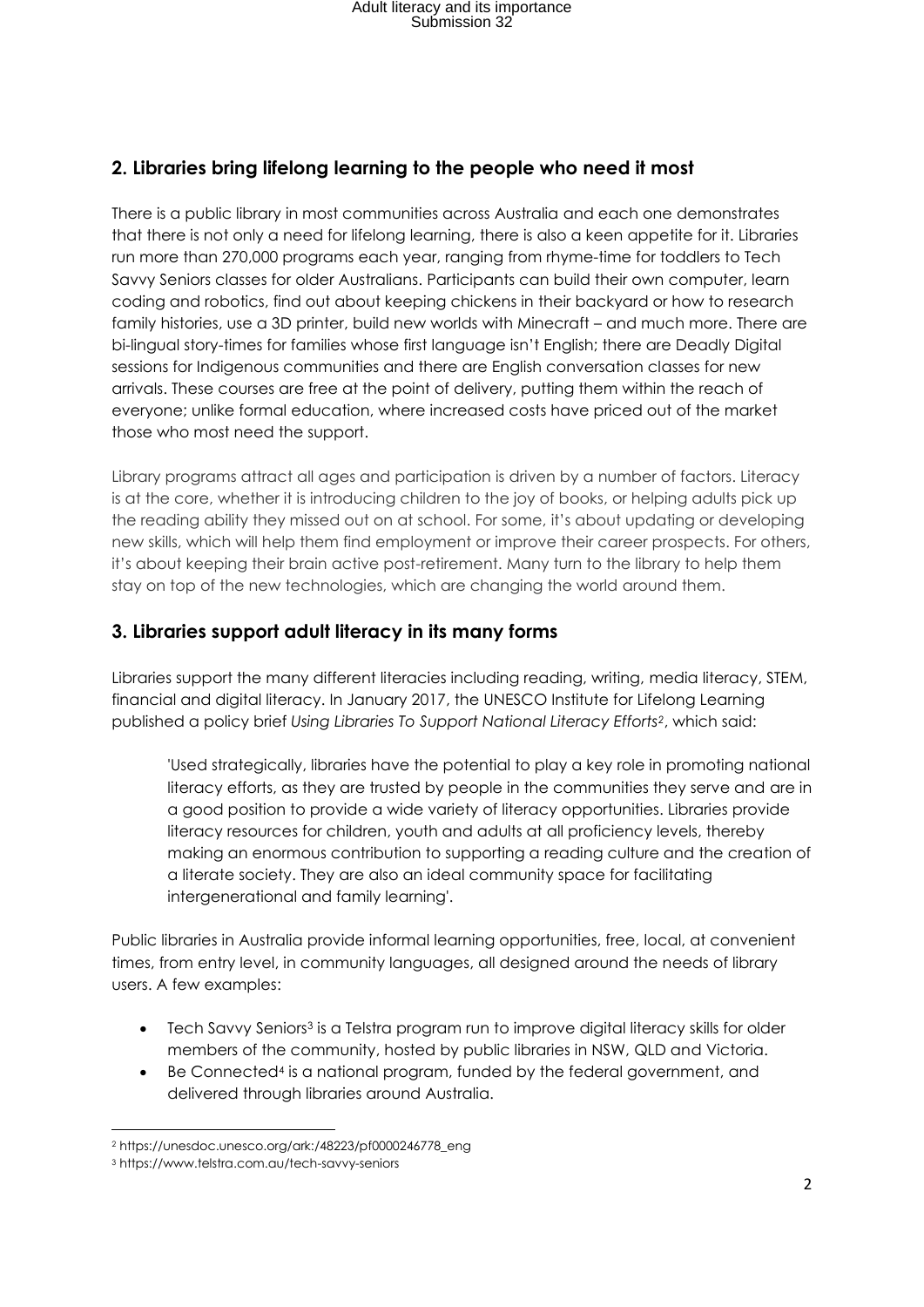## 2. Libraries bring lifelong learning to the people who need it most

There is a public library in most communities across Australia and each one demonstrates that there is not only a need for lifelong learning, there is also a keen appetite for it. Libraries run more than 270,000 programs each year, ranging from rhyme-time for toddlers to Tech Savvy Seniors classes for older Australians. Participants can build their own computer, learn coding and robotics, find out about keeping chickens in their backyard or how to research family histories, use a 3D printer, build new worlds with Minecraft – and much more. There are bi-lingual story-times for families whose first language isn't English; there are Deadly Digital sessions for Indigenous communities and there are English conversation classes for new arrivals. These courses are free at the point of delivery, putting them within the reach of everyone; unlike formal education, where increased costs have priced out of the market those who most need the support.

Library programs attract all ages and participation is driven by a number of factors. Literacy is at the core, whether it is introducing children to the joy of books, or helping adults pick up the reading ability they missed out on at school. For some, it's about updating or developing new skills, which will help them find employment or improve their career prospects. For others, it's about keeping their brain active post-retirement. Many turn to the library to help them stay on top of the new technologies, which are changing the world around them.

## 3. Libraries support adult literacy in its many forms

Libraries support the many different literacies including reading, writing, media literacy, STEM, financial and digital literacy. In January 2017, the UNESCO Institute for Lifelong Learning published a policy brief *Using Libraries To Support National Literacy Efforts*[2], which said:

> 'Used strategically, libraries have the potential to play a key role in promoting national literacy efforts, as they are trusted by people in the communities they serve and are in a good position to provide a wide variety of literacy opportunities. Libraries provide literacy resources for children, youth and adults at all proficiency levels, thereby making an enormous contribution to supporting a reading culture and the creation of a literate society. They are also an ideal community space for facilitating intergenerational and family learning'.

Public libraries in Australia provide informal learning opportunities, free, local, at convenient times, from entry level, in community languages, all designed around the needs of library users. A few examples:

- Tech Savvy Seniors[3] is a Telstra program run to improve digital literacy skills for older members of the community, hosted by public libraries in NSW, QLD and Victoria.
- Be Connected[4] is a national program, funded by the federal government, and delivered through libraries around Australia.

[2] https://unesdoc.unesco.org/ark:/48223/pf0000246778_eng

[3] https://www.telstra.com.au/tech-savvy-seniors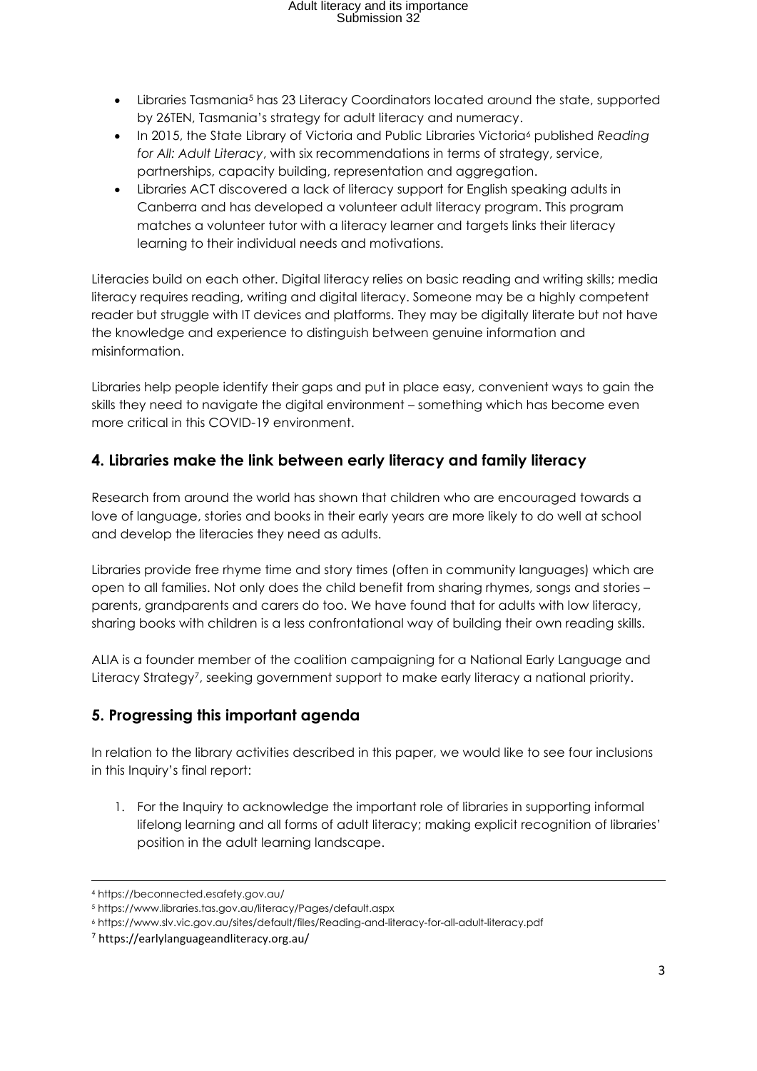- Libraries Tasmania[5] has 23 Literacy Coordinators located around the state, supported by 26TEN, Tasmania's strategy for adult literacy and numeracy.
- In 2015, the State Library of Victoria and Public Libraries Victoria[6] published *Reading for All: Adult Literacy*, with six recommendations in terms of strategy, service, partnerships, capacity building, representation and aggregation.
- Libraries ACT discovered a lack of literacy support for English speaking adults in Canberra and has developed a volunteer adult literacy program. This program matches a volunteer tutor with a literacy learner and targets links their literacy learning to their individual needs and motivations.

Literacies build on each other. Digital literacy relies on basic reading and writing skills; media literacy requires reading, writing and digital literacy. Someone may be a highly competent reader but struggle with IT devices and platforms. They may be digitally literate but not have the knowledge and experience to distinguish between genuine information and misinformation.

Libraries help people identify their gaps and put in place easy, convenient ways to gain the skills they need to navigate the digital environment – something which has become even more critical in this COVID-19 environment.

## 4. Libraries make the link between early literacy and family literacy

Research from around the world has shown that children who are encouraged towards a love of language, stories and books in their early years are more likely to do well at school and develop the literacies they need as adults.

Libraries provide free rhyme time and story times (often in community languages) which are open to all families. Not only does the child benefit from sharing rhymes, songs and stories – parents, grandparents and carers do too. We have found that for adults with low literacy, sharing books with children is a less confrontational way of building their own reading skills.

ALIA is a founder member of the coalition campaigning for a National Early Language and Literacy Strategy[7], seeking government support to make early literacy a national priority.

## 5. Progressing this important agenda

In relation to the library activities described in this paper, we would like to see four inclusions in this Inquiry's final report:

1. For the Inquiry to acknowledge the important role of libraries in supporting informal lifelong learning and all forms of adult literacy; making explicit recognition of libraries' position in the adult learning landscape.

---

[4] https://beconnected.esafety.gov.au/

[5] https://www.libraries.tas.gov.au/literacy/Pages/default.aspx

[6] https://www.slv.vic.gov.au/sites/default/files/Reading-and-literacy-for-all-adult-literacy.pdf

[7] https://earlylanguageandliteracy.org.au/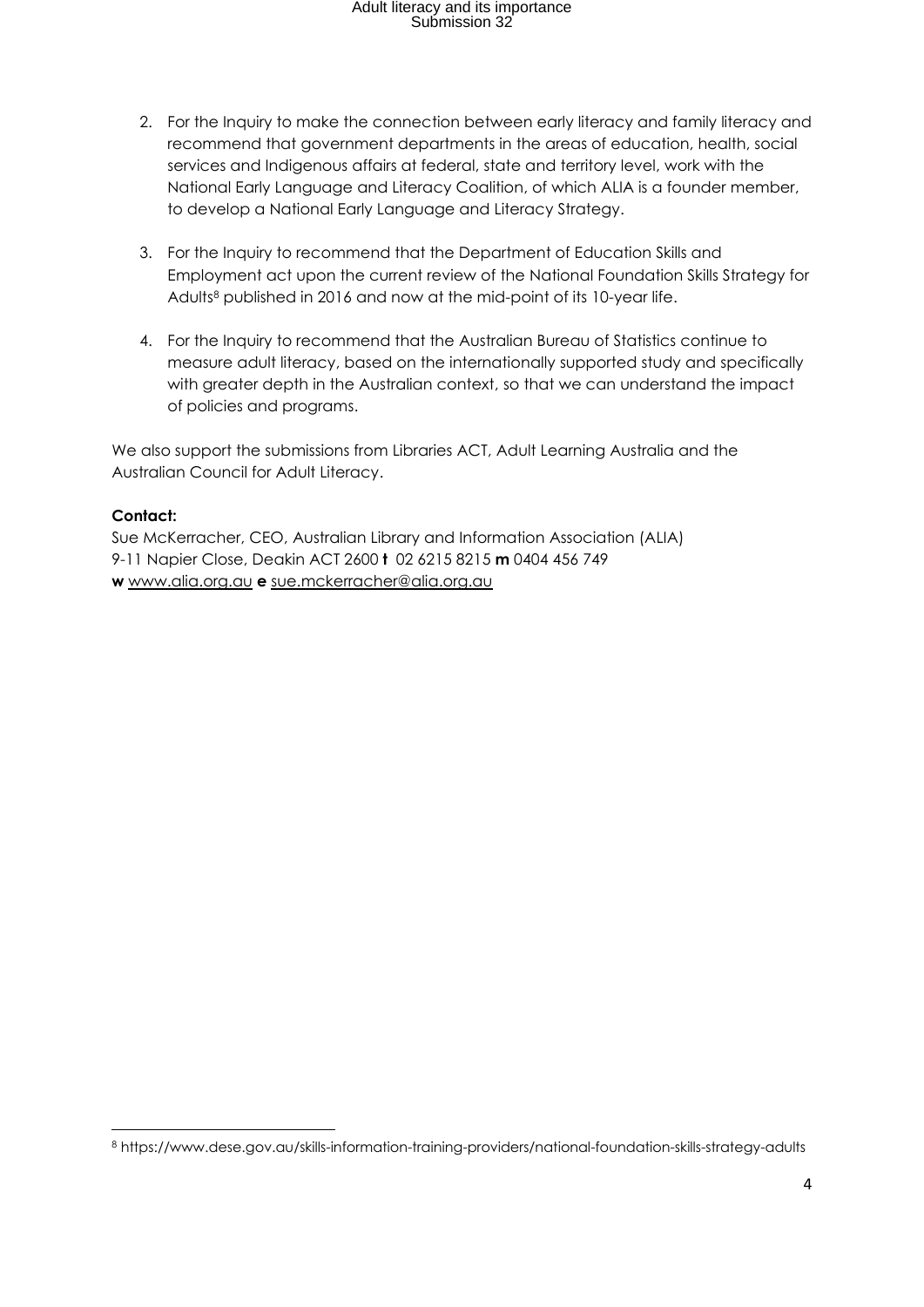2. For the Inquiry to make the connection between early literacy and family literacy and recommend that government departments in the areas of education, health, social services and Indigenous affairs at federal, state and territory level, work with the National Early Language and Literacy Coalition, of which ALIA is a founder member, to develop a National Early Language and Literacy Strategy.

3. For the Inquiry to recommend that the Department of Education Skills and Employment act upon the current review of the National Foundation Skills Strategy for Adults[8] published in 2016 and now at the mid-point of its 10-year life.

4. For the Inquiry to recommend that the Australian Bureau of Statistics continue to measure adult literacy, based on the internationally supported study and specifically with greater depth in the Australian context, so that we can understand the impact of policies and programs.

We also support the submissions from Libraries ACT, Adult Learning Australia and the Australian Council for Adult Literacy.

**Contact:**
Sue McKerracher, CEO, Australian Library and Information Association (ALIA)
9-11 Napier Close, Deakin ACT 2600 **t** 02 6215 8215 **m** 0404 456 749
**w** www.alia.org.au **e** sue.mckerracher@alia.org.au

---

[8] https://www.dese.gov.au/skills-information-training-providers/national-foundation-skills-strategy-adults